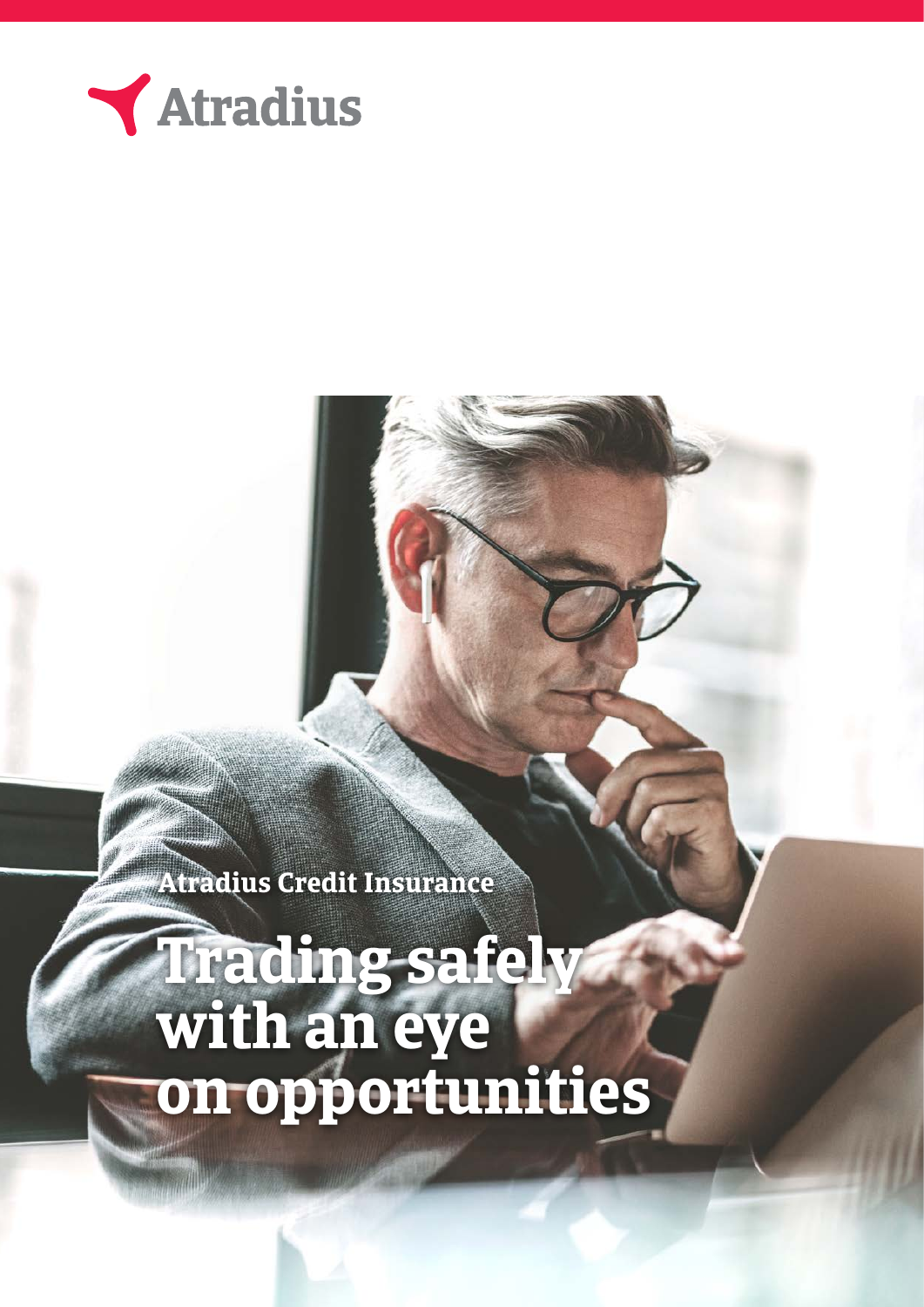Atradius

Atradius Credit Insurance

# Trading safely with an eye on opportunities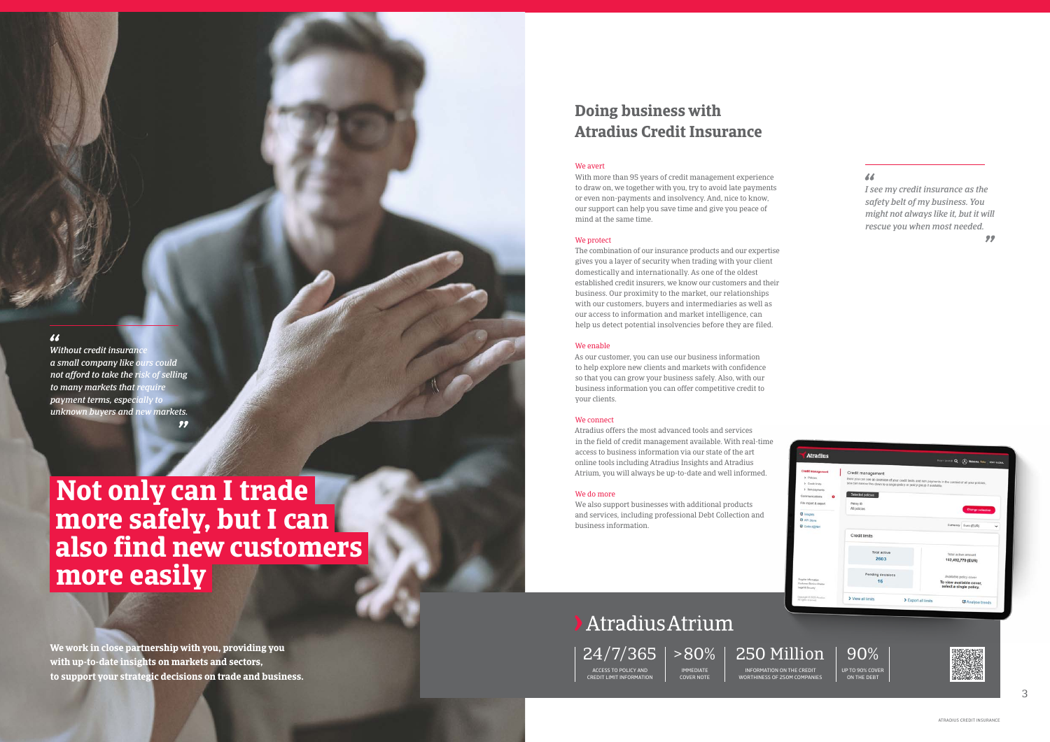> *Without credit insurance a small company like ours could not afford to take the risk of selling to many markets that require payment terms, especially to unknown buyers and new markets.*

# Not only can I trade more safely, but I can also find new customers more easily

**We work in close partnership with you, providing you with up-to-date insights on markets and sectors, to support your strategic decisions on trade and business.**

## Doing business with Atradius Credit Insurance

We avert

With more than 95 years of credit management experience to draw on, we together with you, try to avoid late payments or even non-payments and insolvency. And, nice to know, our support can help you save time and give you peace of mind at the same time.

We protect

The combination of our insurance products and our expertise gives you a layer of security when trading with your client domestically and internationally. As one of the oldest established credit insurers, we know our customers and their business. Our proximity to the market, our relationships with our customers, buyers and intermediaries as well as our access to information and market intelligence, can help us detect potential insolvencies before they are filed.

We enable

As our customer, you can use our business information to help explore new clients and markets with confidence so that you can grow your business safely. Also, with our business information you can offer competitive credit to your clients.

We connect

Atradius offers the most advanced tools and services in the field of credit management available. With real-time access to business information via our state of the art online tools including Atradius Insights and Atradius Atrium, you will always be up-to-date and well informed.

We do more

We also support businesses with additional products and services, including professional Debt Collection and business information.

> *I see my credit insurance as the safety belt of my business. You might not always like it, but it will rescue you when most needed.*

## Atradius Atrium

| 24/7/365 | >80% | 250 Million | 90% |
| --- | --- | --- | --- |
| ACCESS TO POLICY AND CREDIT LIMIT INFORMATION | IMMEDIATE COVER NOTE | INFORMATION ON THE CREDIT WORTHINESS OF 250M COMPANIES | UP TO 90% COVER ON THE DEBT |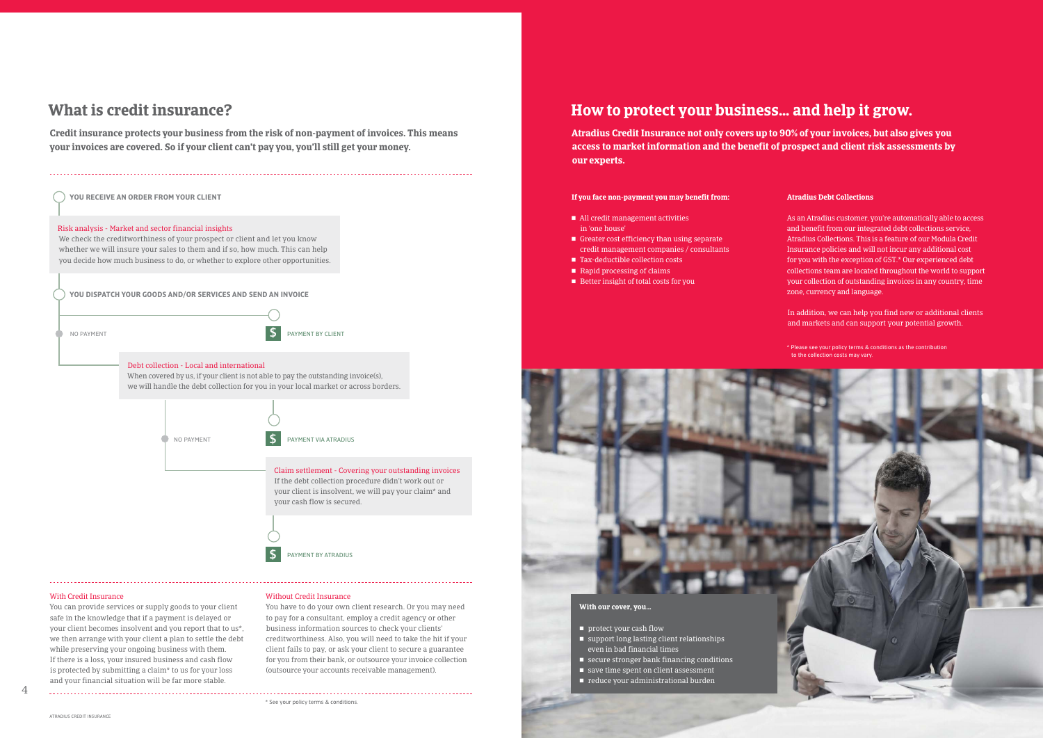## What is credit insurance?

**Credit insurance protects your business from the risk of non-payment of invoices. This means your invoices are covered. So if your client can't pay you, you'll still get your money.**

YOU RECEIVE AN ORDER FROM YOUR CLIENT

Risk analysis - Market and sector financial insights
We check the creditworthiness of your prospect or client and let you know whether we will insure your sales to them and if so, how much. This can help you decide how much business to do, or whether to explore other opportunities.

YOU DISPATCH YOUR GOODS AND/OR SERVICES AND SEND AN INVOICE

NO PAYMENT

$ PAYMENT BY CLIENT

Debt collection - Local and international
When covered by us, if your client is not able to pay the outstanding invoice(s), we will handle the debt collection for you in your local market or across borders.

NO PAYMENT

$ PAYMENT VIA ATRADIUS

Claim settlement - Covering your outstanding invoices
If the debt collection procedure didn't work out or your client is insolvent, we will pay your claim* and your cash flow is secured.

$ PAYMENT BY ATRADIUS

With Credit Insurance
You can provide services or supply goods to your client safe in the knowledge that if a payment is delayed or your client becomes insolvent and you report that to us*, we then arrange with your client a plan to settle the debt while preserving your ongoing business with them. If there is a loss, your insured business and cash flow is protected by submitting a claim* to us for your loss and your financial situation will be far more stable.

Without Credit Insurance
You have to do your own client research. Or you may need to pay for a consultant, employ a credit agency or other business information sources to check your clients' creditworthiness. Also, you will need to take the hit if your client fails to pay, or ask your client to secure a guarantee for you from their bank, or outsource your invoice collection (outsource your accounts receivable management).

\* See your policy terms & conditions.

## How to protect your business... and help it grow.

**Atradius Credit Insurance not only covers up to 90% of your invoices, but also gives you access to market information and the benefit of prospect and client risk assessments by our experts.**

**If you face non-payment you may benefit from:**

- All credit management activities in 'one house'
- Greater cost efficiency than using separate credit management companies / consultants
- Tax-deductible collection costs
- Rapid processing of claims
- Better insight of total costs for you

**Atradius Debt Collections**

As an Atradius customer, you're automatically able to access and benefit from our integrated debt collections service, Atradius Collections. This is a feature of our Modula Credit Insurance policies and will not incur any additional cost for you with the exception of GST.* Our experienced debt collections team are located throughout the world to support your collection of outstanding invoices in any country, time zone, currency and language.

In addition, we can help you find new or additional clients and markets and can support your potential growth.

\* Please see your policy terms & conditions as the contribution to the collection costs may vary.

**With our cover, you...**

- protect your cash flow
- support long lasting client relationships even in bad financial times
- secure stronger bank financing conditions
- save time spent on client assessment
- reduce your administrational burden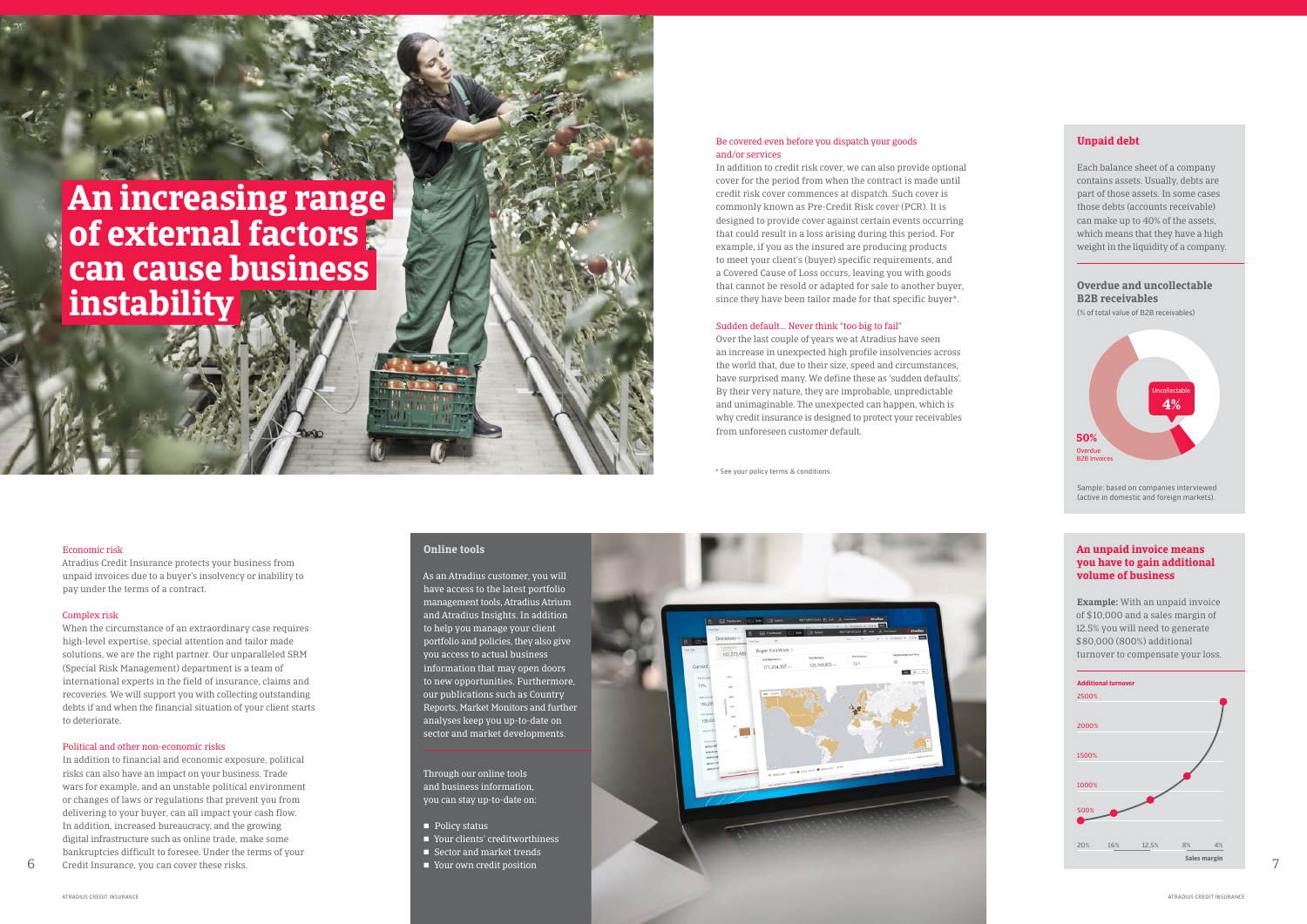# An increasing range of external factors can cause business instability

Be covered even before you dispatch your goods and/or services

In addition to credit risk cover, we can also provide optional cover for the period from when the contract is made until credit risk cover commences at dispatch. Such cover is commonly known as Pre-Credit Risk cover (PCR). It is designed to provide cover against certain events occurring that could result in a loss arising during this period. For example, if you as the insured are producing products to meet your client's (buyer) specific requirements, and a Covered Cause of Loss occurs, leaving you with goods that cannot be resold or adapted for sale to another buyer, since they have been tailor made for that specific buyer*.

Sudden default... Never think "too big to fail"

Over the last couple of years we at Atradius have seen an increase in unexpected high profile insolvencies across the world that, due to their size, speed and circumstances, have surprised many. We define these as 'sudden defaults'. By their very nature, they are improbable, unpredictable and unimaginable. The unexpected can happen, which is why credit insurance is designed to protect your receivables from unforeseen customer default.

\* See your policy terms & conditions.

## Unpaid debt

Each balance sheet of a company contains assets. Usually, debts are part of those assets. In some cases those debts (accounts receivable) can make up to 40% of the assets, which means that they have a high weight in the liquidity of a company.

### Overdue and uncollectable B2B receivables

(% of total value of B2B receivables)

Uncollectable 4%

50% Overdue B2B Invoices

Sample: based on companies interviewed (active in domestic and foreign markets).

Economic risk

Atradius Credit Insurance protects your business from unpaid invoices due to a buyer's insolvency or inability to pay under the terms of a contract.

Complex risk

When the circumstance of an extraordinary case requires high-level expertise, special attention and tailor made solutions, we are the right partner. Our unparalleled SRM (Special Risk Management) department is a team of international experts in the field of insurance, claims and recoveries. We will support you with collecting outstanding debts if and when the financial situation of your client starts to deteriorate.

Political and other non-economic risks

In addition to financial and economic exposure, political risks can also have an impact on your business. Trade wars for example, and an unstable political environment or changes of laws or regulations that prevent you from delivering to your buyer, can all impact your cash flow. In addition, increased bureaucracy, and the growing digital infrastructure such as online trade, make some bankruptcies difficult to foresee. Under the terms of your Credit Insurance, you can cover these risks.

## Online tools

As an Atradius customer, you will have access to the latest portfolio management tools, Atradius Atrium and Atradius Insights. In addition to help you manage your client portfolio and policies, they also give you access to actual business information that may open doors to new opportunities. Furthermore, our publications such as Country Reports, Market Monitors and further analyses keep you up-to-date on sector and market developments.

Through our online tools and business information, you can stay up-to-date on:

- Policy status
- Your clients' creditworthiness
- Sector and market trends
- Your own credit position

## An unpaid invoice means you have to gain additional volume of business

**Example:** With an unpaid invoice of $10,000 and a sales margin of 12.5% you will need to generate $80,000 (800%) additional turnover to compensate your loss.

Additional turnover

2500%, 2000%, 1500%, 1000%, 500%

Sales margin: 20%, 16%, 12.5%, 8%, 4%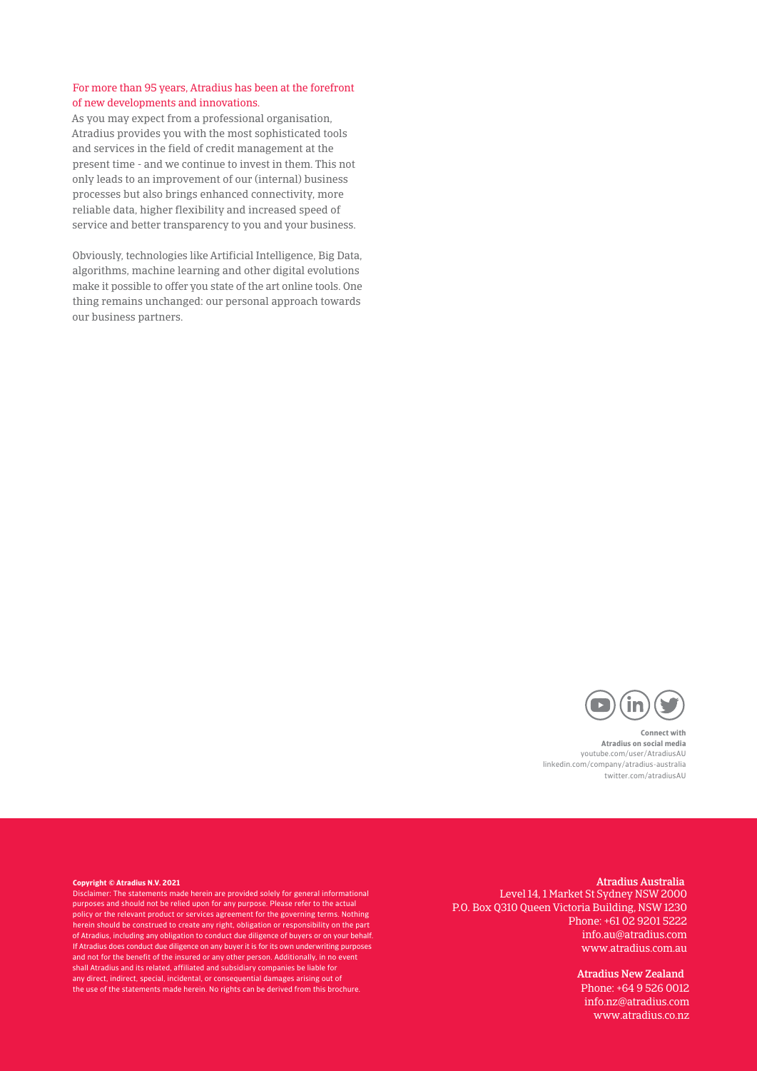For more than 95 years, Atradius has been at the forefront of new developments and innovations.

As you may expect from a professional organisation, Atradius provides you with the most sophisticated tools and services in the field of credit management at the present time - and we continue to invest in them. This not only leads to an improvement of our (internal) business processes but also brings enhanced connectivity, more reliable data, higher flexibility and increased speed of service and better transparency to you and your business.

Obviously, technologies like Artificial Intelligence, Big Data, algorithms, machine learning and other digital evolutions make it possible to offer you state of the art online tools. One thing remains unchanged: our personal approach towards our business partners.

**Connect with Atradius on social media**
youtube.com/user/AtradiusAU
linkedin.com/company/atradius-australia
twitter.com/atradiusAU

**Copyright © Atradius N.V. 2021**
Disclaimer: The statements made herein are provided solely for general informational purposes and should not be relied upon for any purpose. Please refer to the actual policy or the relevant product or services agreement for the governing terms. Nothing herein should be construed to create any right, obligation or responsibility on the part of Atradius, including any obligation to conduct due diligence of buyers or on your behalf. If Atradius does conduct due diligence on any buyer it is for its own underwriting purposes and not for the benefit of the insured or any other person. Additionally, in no event shall Atradius and its related, affiliated and subsidiary companies be liable for any direct, indirect, special, incidental, or consequential damages arising out of the use of the statements made herein. No rights can be derived from this brochure.

**Atradius Australia**
Level 14, 1 Market St Sydney NSW 2000
P.O. Box Q310 Queen Victoria Building, NSW 1230
Phone: +61 02 9201 5222
info.au@atradius.com
www.atradius.com.au

**Atradius New Zealand**
Phone: +64 9 526 0012
info.nz@atradius.com
www.atradius.co.nz